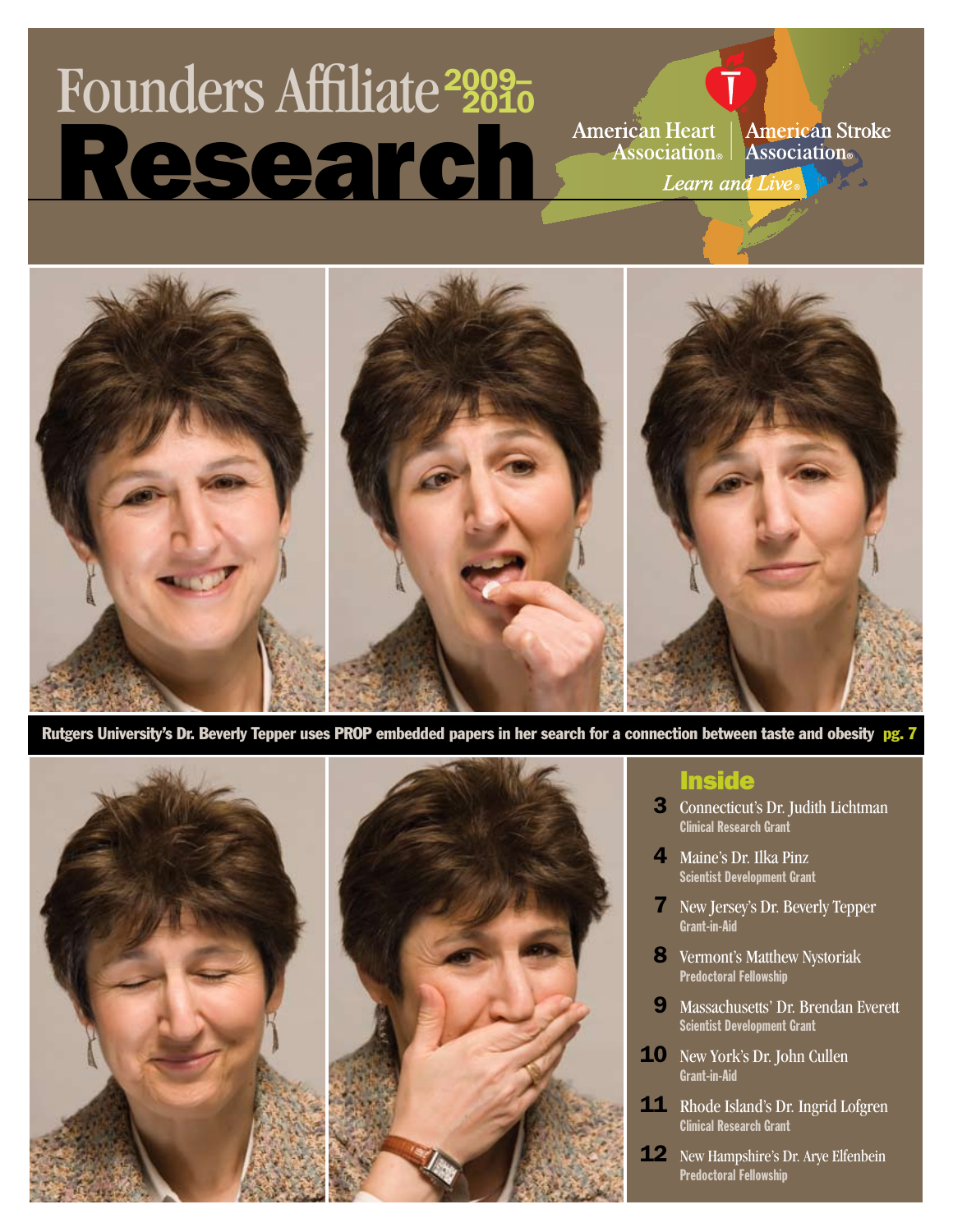# Founders Affiliate 2009–2010 Research

American Heart Association® | American Stroke Association®

*Learn and Live*®

Rutgers University's Dr. Beverly Tepper uses PROP embedded papers in her search for a connection between taste and obesity **pg. 7**

## Inside

**3** Connecticut's Dr. Judith Lichtman
**Clinical Research Grant**

**4** Maine's Dr. Ilka Pinz
**Scientist Development Grant**

**7** New Jersey's Dr. Beverly Tepper
**Grant-in-Aid**

**8** Vermont's Matthew Nystoriak
**Predoctoral Fellowship**

**9** Massachusetts' Dr. Brendan Everett
**Scientist Development Grant**

**10** New York's Dr. John Cullen
**Grant-in-Aid**

**11** Rhode Island's Dr. Ingrid Lofgren
**Clinical Research Grant**

**12** New Hampshire's Dr. Arye Elfenbein
**Predoctoral Fellowship**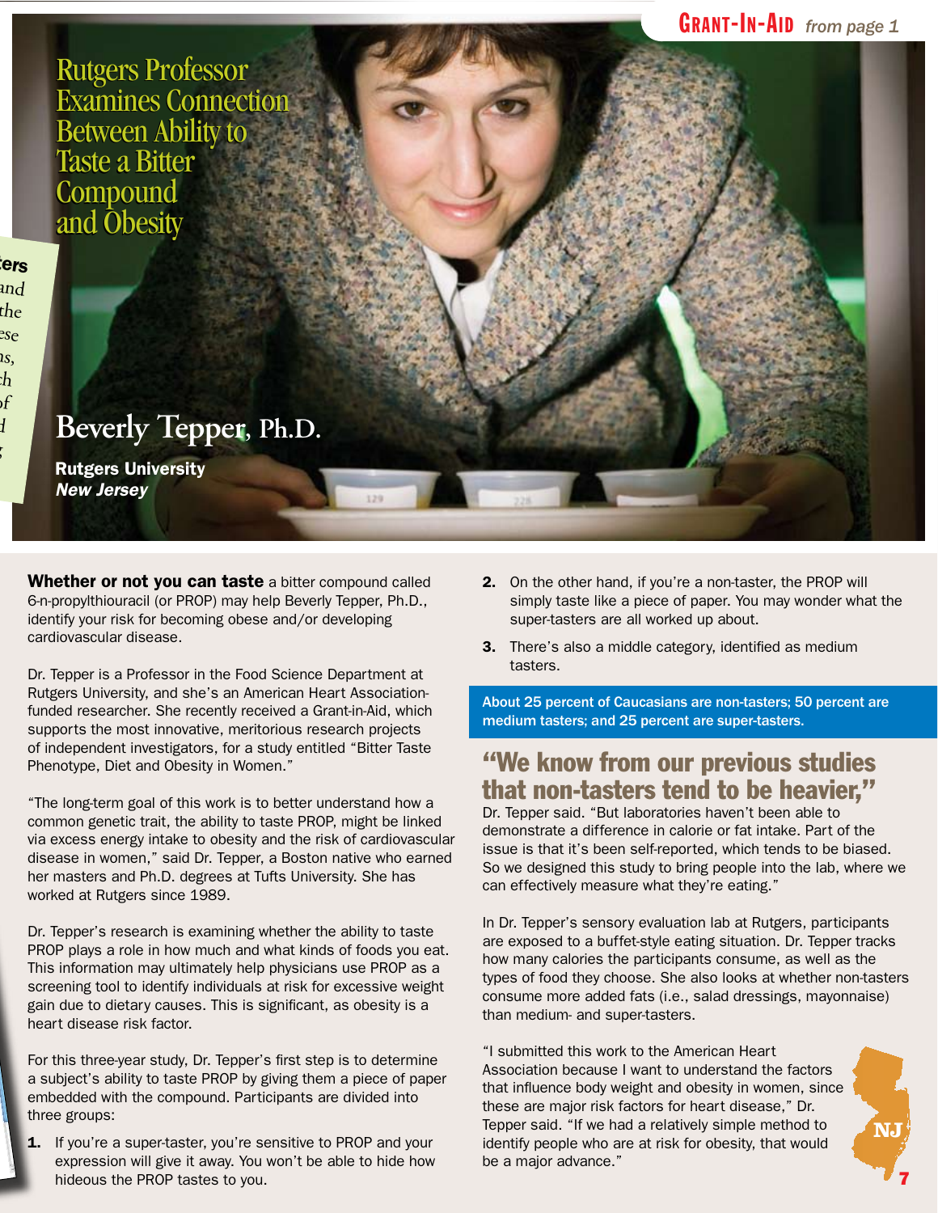GRANT-IN-AID *from page 1*

# Rutgers Professor Examines Connection Between Ability to Taste a Bitter Compound and Obesity

**Beverly Tepper, Ph.D.**

**Rutgers University**
***New Jersey***

**Whether or not you can taste** a bitter compound called 6-n-propylthiouracil (or PROP) may help Beverly Tepper, Ph.D., identify your risk for becoming obese and/or developing cardiovascular disease.

Dr. Tepper is a Professor in the Food Science Department at Rutgers University, and she's an American Heart Association-funded researcher. She recently received a Grant-in-Aid, which supports the most innovative, meritorious research projects of independent investigators, for a study entitled "Bitter Taste Phenotype, Diet and Obesity in Women."

"The long-term goal of this work is to better understand how a common genetic trait, the ability to taste PROP, might be linked via excess energy intake to obesity and the risk of cardiovascular disease in women," said Dr. Tepper, a Boston native who earned her masters and Ph.D. degrees at Tufts University. She has worked at Rutgers since 1989.

Dr. Tepper's research is examining whether the ability to taste PROP plays a role in how much and what kinds of foods you eat. This information may ultimately help physicians use PROP as a screening tool to identify individuals at risk for excessive weight gain due to dietary causes. This is significant, as obesity is a heart disease risk factor.

For this three-year study, Dr. Tepper's first step is to determine a subject's ability to taste PROP by giving them a piece of paper embedded with the compound. Participants are divided into three groups:

1. If you're a super-taster, you're sensitive to PROP and your expression will give it away. You won't be able to hide how hideous the PROP tastes to you.
2. On the other hand, if you're a non-taster, the PROP will simply taste like a piece of paper. You may wonder what the super-tasters are all worked up about.
3. There's also a middle category, identified as medium tasters.

**About 25 percent of Caucasians are non-tasters; 50 percent are medium tasters; and 25 percent are super-tasters.**

**"We know from our previous studies that non-tasters tend to be heavier,"** Dr. Tepper said. "But laboratories haven't been able to demonstrate a difference in calorie or fat intake. Part of the issue is that it's been self-reported, which tends to be biased. So we designed this study to bring people into the lab, where we can effectively measure what they're eating."

In Dr. Tepper's sensory evaluation lab at Rutgers, participants are exposed to a buffet-style eating situation. Dr. Tepper tracks how many calories the participants consume, as well as the types of food they choose. She also looks at whether non-tasters consume more added fats (i.e., salad dressings, mayonnaise) than medium- and super-tasters.

"I submitted this work to the American Heart Association because I want to understand the factors that influence body weight and obesity in women, since these are major risk factors for heart disease," Dr. Tepper said. "If we had a relatively simple method to identify people who are at risk for obesity, that would be a major advance."